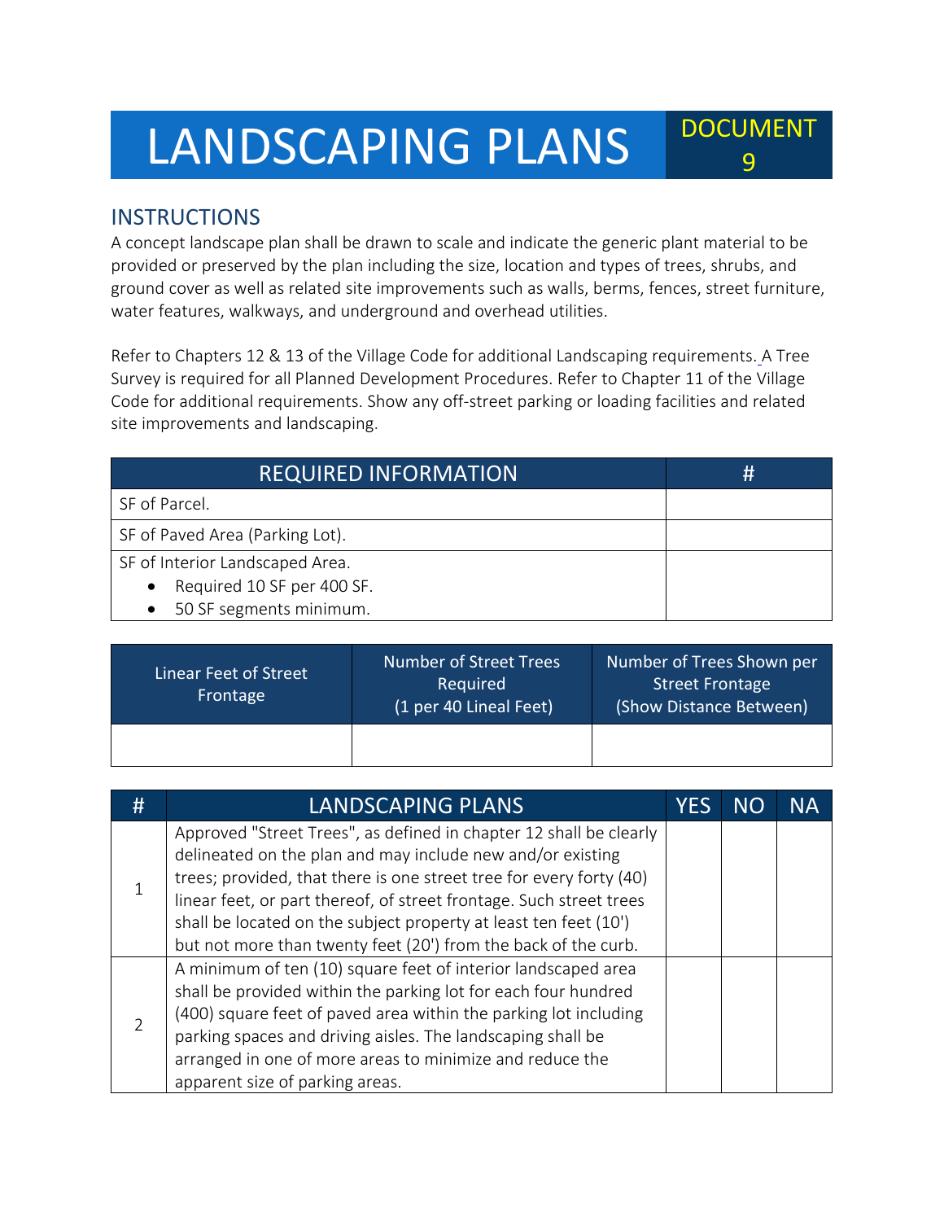# LANDSCAPING PLANS

DOCUMENT 9

## INSTRUCTIONS

A concept landscape plan shall be drawn to scale and indicate the generic plant material to be provided or preserved by the plan including the size, location and types of trees, shrubs, and ground cover as well as related site improvements such as walls, berms, fences, street furniture, water features, walkways, and underground and overhead utilities.

Refer to Chapters 12 & 13 of the Village Code for additional Landscaping requirements. A Tree Survey is required for all Planned Development Procedures. Refer to Chapter 11 of the Village Code for additional requirements. Show any off-street parking or loading facilities and related site improvements and landscaping.

| REQUIRED INFORMATION | # |
|---|---|
| SF of Parcel. | |
| SF of Paved Area (Parking Lot). | |
| SF of Interior Landscaped Area.<br>• Required 10 SF per 400 SF.<br>• 50 SF segments minimum. | |

| Linear Feet of Street Frontage | Number of Street Trees Required (1 per 40 Lineal Feet) | Number of Trees Shown per Street Frontage (Show Distance Between) |
|---|---|---|
| | | |

| # | LANDSCAPING PLANS | YES | NO | NA |
|---|---|---|---|---|
| 1 | Approved "Street Trees", as defined in chapter 12 shall be clearly delineated on the plan and may include new and/or existing trees; provided, that there is one street tree for every forty (40) linear feet, or part thereof, of street frontage. Such street trees shall be located on the subject property at least ten feet (10') but not more than twenty feet (20') from the back of the curb. | | | |
| 2 | A minimum of ten (10) square feet of interior landscaped area shall be provided within the parking lot for each four hundred (400) square feet of paved area within the parking lot including parking spaces and driving aisles. The landscaping shall be arranged in one of more areas to minimize and reduce the apparent size of parking areas. | | | |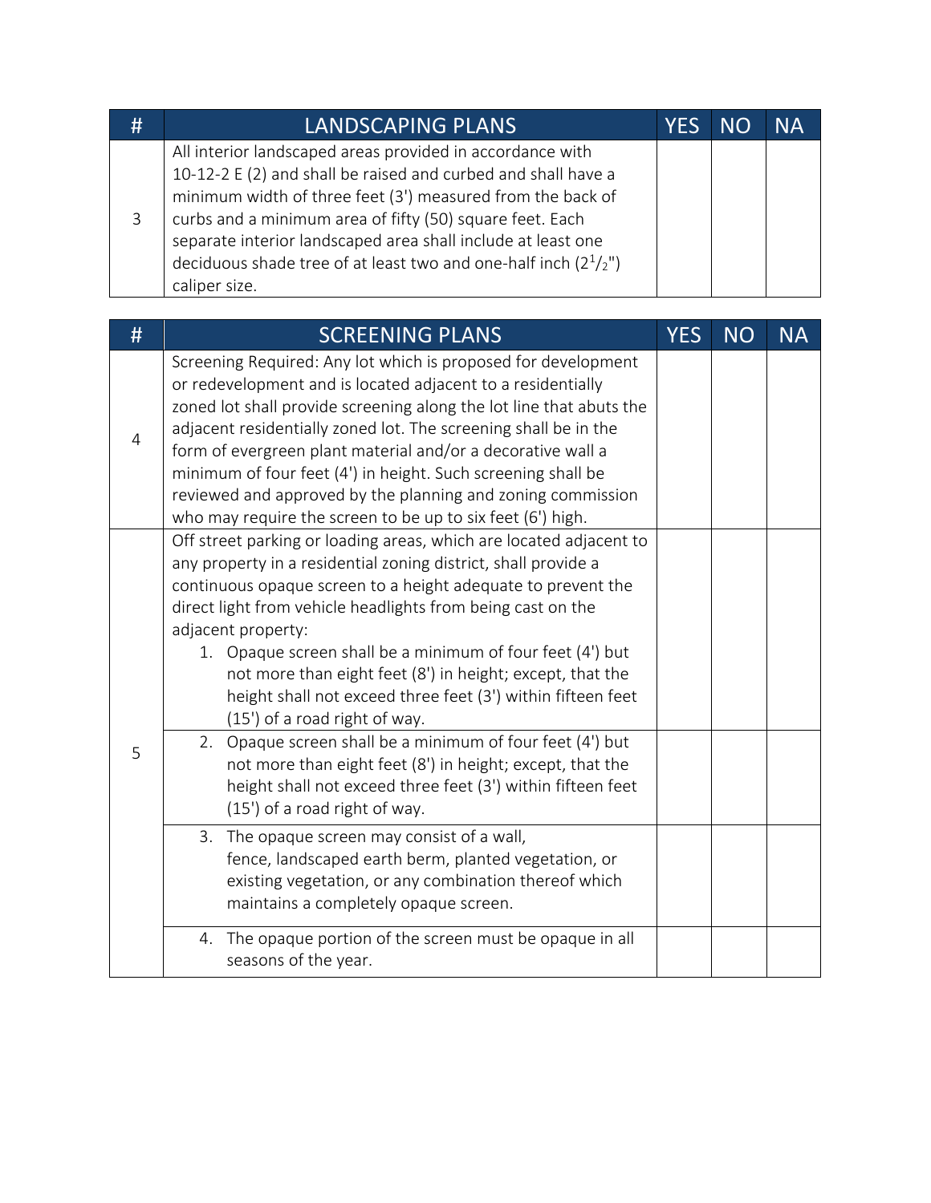| # | LANDSCAPING PLANS | YES | NO | NA |
|---|---|---|---|---|
| 3 | All interior landscaped areas provided in accordance with 10-12-2 E (2) and shall be raised and curbed and shall have a minimum width of three feet (3') measured from the back of curbs and a minimum area of fifty (50) square feet. Each separate interior landscaped area shall include at least one deciduous shade tree of at least two and one-half inch ($2^1/_2$") caliper size. | | | |

| # | SCREENING PLANS | YES | NO | NA |
|---|---|---|---|---|
| 4 | Screening Required: Any lot which is proposed for development or redevelopment and is located adjacent to a residentially zoned lot shall provide screening along the lot line that abuts the adjacent residentially zoned lot. The screening shall be in the form of evergreen plant material and/or a decorative wall a minimum of four feet (4') in height. Such screening shall be reviewed and approved by the planning and zoning commission who may require the screen to be up to six feet (6') high. | | | |
| 5 | Off street parking or loading areas, which are located adjacent to any property in a residential zoning district, shall provide a continuous opaque screen to a height adequate to prevent the direct light from vehicle headlights from being cast on the adjacent property:<br>1. Opaque screen shall be a minimum of four feet (4') but not more than eight feet (8') in height; except, that the height shall not exceed three feet (3') within fifteen feet (15') of a road right of way. | | | |
| | 2. Opaque screen shall be a minimum of four feet (4') but not more than eight feet (8') in height; except, that the height shall not exceed three feet (3') within fifteen feet (15') of a road right of way. | | | |
| | 3. The opaque screen may consist of a wall, fence, landscaped earth berm, planted vegetation, or existing vegetation, or any combination thereof which maintains a completely opaque screen. | | | |
| | 4. The opaque portion of the screen must be opaque in all seasons of the year. | | | |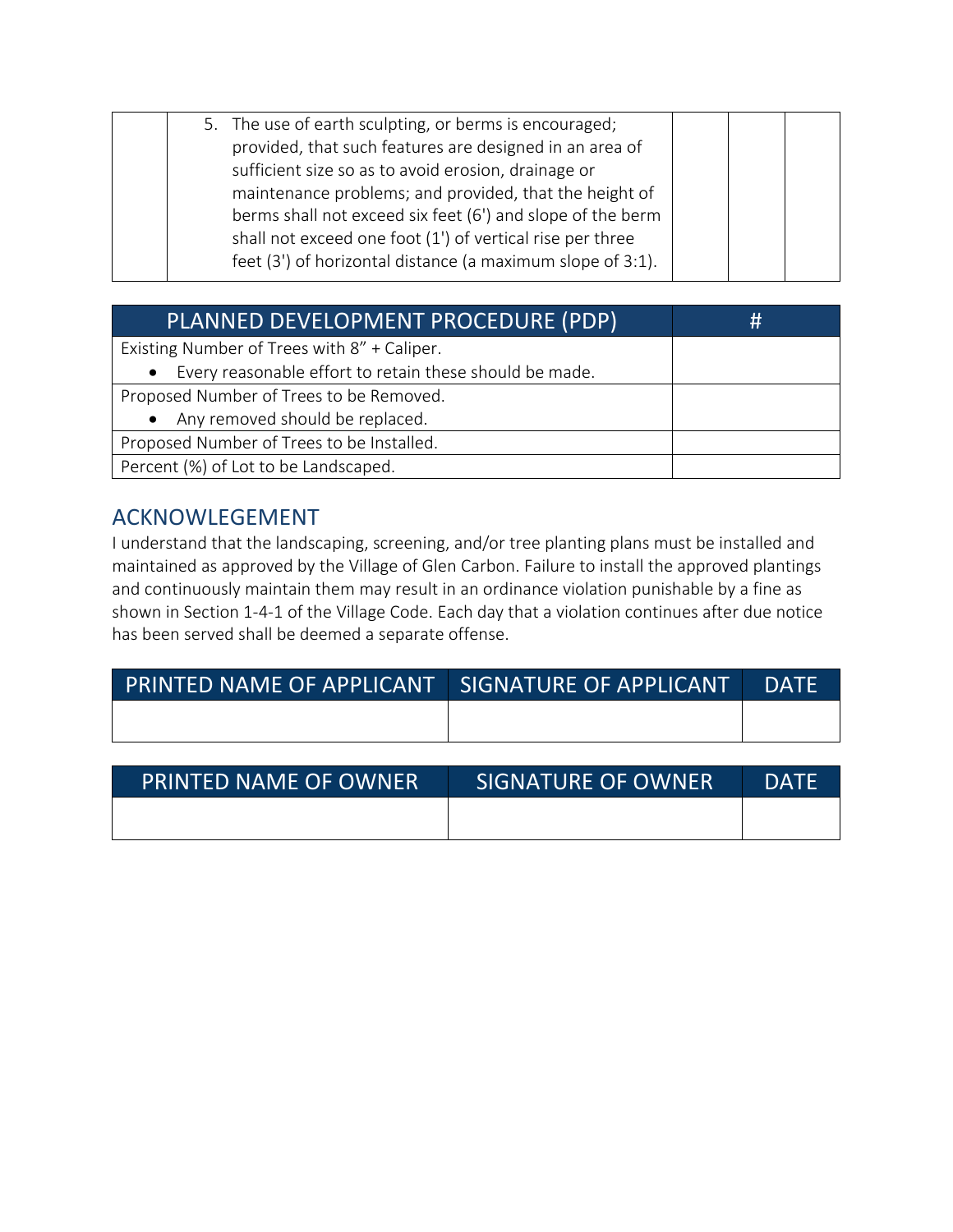| | | | | |
|---|---|---|---|---|
| | 5. The use of earth sculpting, or berms is encouraged; provided, that such features are designed in an area of sufficient size so as to avoid erosion, drainage or maintenance problems; and provided, that the height of berms shall not exceed six feet (6') and slope of the berm shall not exceed one foot (1') of vertical rise per three feet (3') of horizontal distance (a maximum slope of 3:1). | | | |

| PLANNED DEVELOPMENT PROCEDURE (PDP) | # |
|---|---|
| Existing Number of Trees with 8" + Caliper.<br>• Every reasonable effort to retain these should be made. | |
| Proposed Number of Trees to be Removed.<br>• Any removed should be replaced. | |
| Proposed Number of Trees to be Installed. | |
| Percent (%) of Lot to be Landscaped. | |

## ACKNOWLEGEMENT

I understand that the landscaping, screening, and/or tree planting plans must be installed and maintained as approved by the Village of Glen Carbon. Failure to install the approved plantings and continuously maintain them may result in an ordinance violation punishable by a fine as shown in Section 1-4-1 of the Village Code. Each day that a violation continues after due notice has been served shall be deemed a separate offense.

| PRINTED NAME OF APPLICANT | SIGNATURE OF APPLICANT | DATE |
|---|---|---|
| | | |

| PRINTED NAME OF OWNER | SIGNATURE OF OWNER | DATE |
|---|---|---|
| | | |